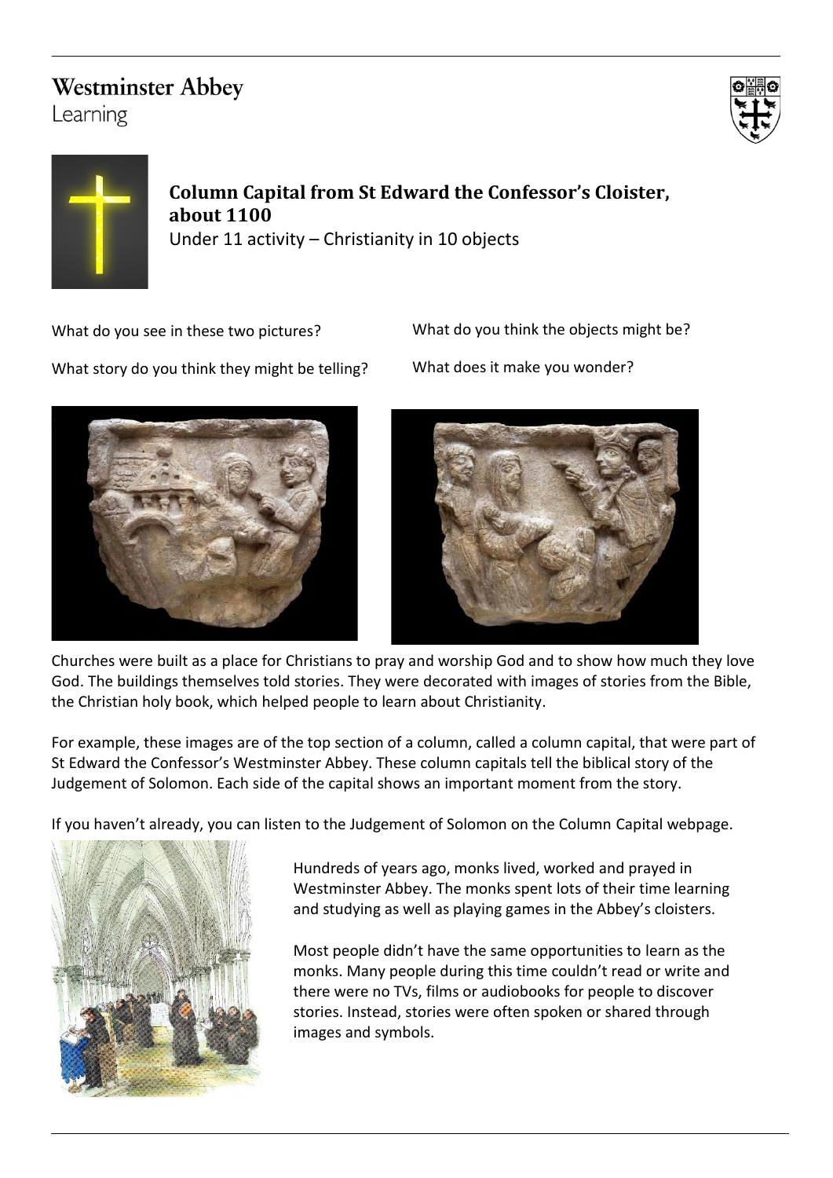Westminster Abbey
Learning

## Column Capital from St Edward the Confessor's Cloister, about 1100

Under 11 activity – Christianity in 10 objects

What do you see in these two pictures?

What story do you think they might be telling?

What do you think the objects might be?

What does it make you wonder?

Churches were built as a place for Christians to pray and worship God and to show how much they love God. The buildings themselves told stories. They were decorated with images of stories from the Bible, the Christian holy book, which helped people to learn about Christianity.

For example, these images are of the top section of a column, called a column capital, that were part of St Edward the Confessor's Westminster Abbey. These column capitals tell the biblical story of the Judgement of Solomon. Each side of the capital shows an important moment from the story.

If you haven't already, you can listen to the Judgement of Solomon on the Column Capital webpage.

Hundreds of years ago, monks lived, worked and prayed in Westminster Abbey. The monks spent lots of their time learning and studying as well as playing games in the Abbey's cloisters.

Most people didn't have the same opportunities to learn as the monks. Many people during this time couldn't read or write and there were no TVs, films or audiobooks for people to discover stories. Instead, stories were often spoken or shared through images and symbols.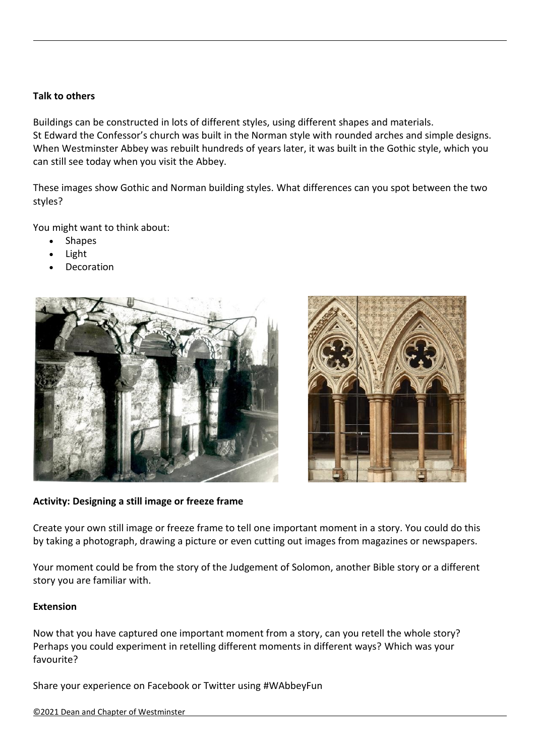**Talk to others**

Buildings can be constructed in lots of different styles, using different shapes and materials. St Edward the Confessor's church was built in the Norman style with rounded arches and simple designs. When Westminster Abbey was rebuilt hundreds of years later, it was built in the Gothic style, which you can still see today when you visit the Abbey.

These images show Gothic and Norman building styles. What differences can you spot between the two styles?

You might want to think about:

- Shapes
- Light
- Decoration

**Activity: Designing a still image or freeze frame**

Create your own still image or freeze frame to tell one important moment in a story. You could do this by taking a photograph, drawing a picture or even cutting out images from magazines or newspapers.

Your moment could be from the story of the Judgement of Solomon, another Bible story or a different story you are familiar with.

**Extension**

Now that you have captured one important moment from a story, can you retell the whole story? Perhaps you could experiment in retelling different moments in different ways? Which was your favourite?

Share your experience on Facebook or Twitter using #WAbbeyFun

©2021 Dean and Chapter of Westminster